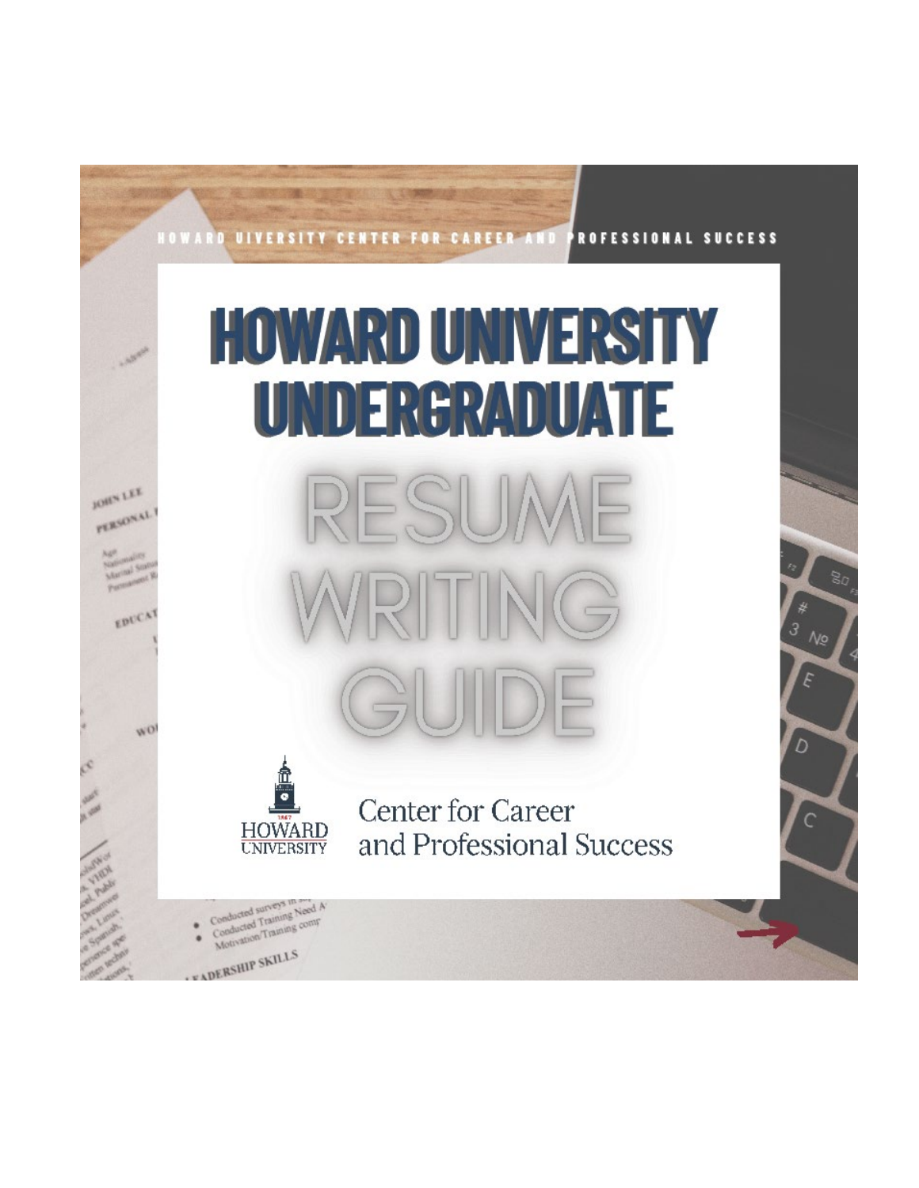HOWARD UIVERSITY CENTER FOR CAREER AND PROFESSIONAL SUCCESS

# HOWARD UNIVERSITY UNDERGRADUATE

# RESUME WRITING GUIDE

HOWARD UNIVERSITY

Center for Career and Professional Success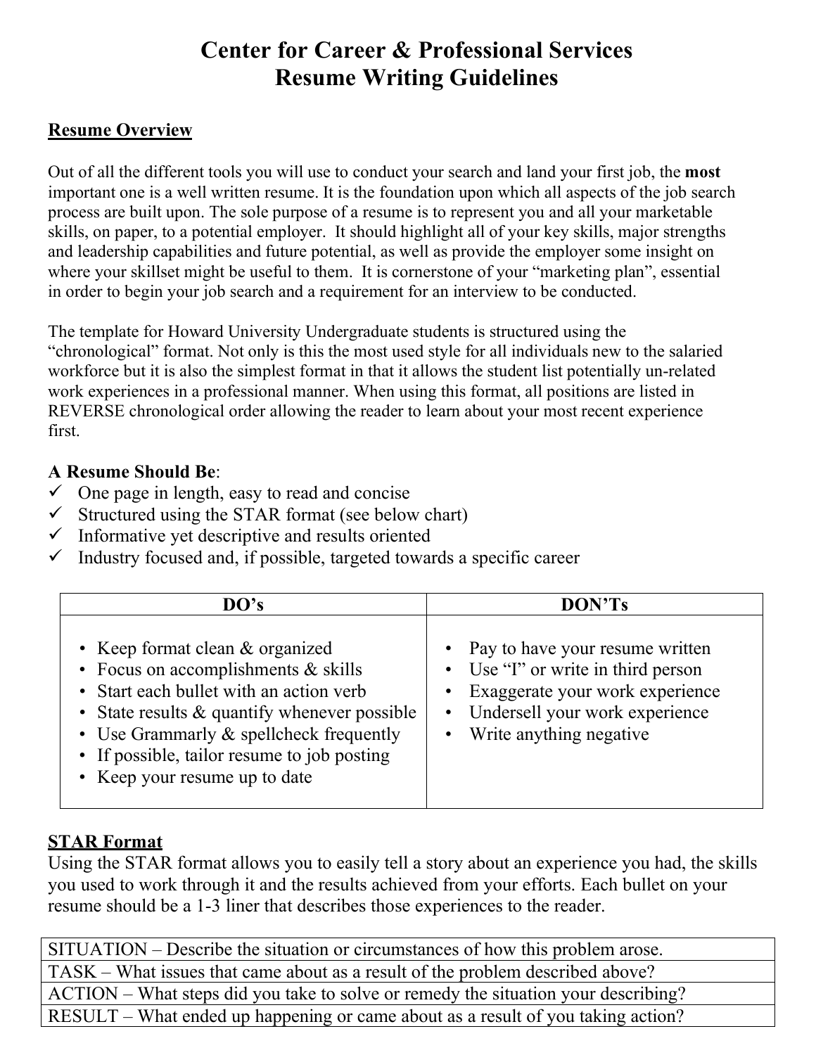# Center for Career & Professional Services
# Resume Writing Guidelines

## Resume Overview

Out of all the different tools you will use to conduct your search and land your first job, the **most** important one is a well written resume. It is the foundation upon which all aspects of the job search process are built upon. The sole purpose of a resume is to represent you and all your marketable skills, on paper, to a potential employer. It should highlight all of your key skills, major strengths and leadership capabilities and future potential, as well as provide the employer some insight on where your skillset might be useful to them. It is cornerstone of your "marketing plan", essential in order to begin your job search and a requirement for an interview to be conducted.

The template for Howard University Undergraduate students is structured using the "chronological" format. Not only is this the most used style for all individuals new to the salaried workforce but it is also the simplest format in that it allows the student list potentially un-related work experiences in a professional manner. When using this format, all positions are listed in REVERSE chronological order allowing the reader to learn about your most recent experience first.

**A Resume Should Be**:

- ✓ One page in length, easy to read and concise
- ✓ Structured using the STAR format (see below chart)
- ✓ Informative yet descriptive and results oriented
- ✓ Industry focused and, if possible, targeted towards a specific career

| DO's | DON'Ts |
| --- | --- |
| • Keep format clean & organized<br>• Focus on accomplishments & skills<br>• Start each bullet with an action verb<br>• State results & quantify whenever possible<br>• Use Grammarly & spellcheck frequently<br>• If possible, tailor resume to job posting<br>• Keep your resume up to date | • Pay to have your resume written<br>• Use "I" or write in third person<br>• Exaggerate your work experience<br>• Undersell your work experience<br>• Write anything negative |

## STAR Format

Using the STAR format allows you to easily tell a story about an experience you had, the skills you used to work through it and the results achieved from your efforts. Each bullet on your resume should be a 1-3 liner that describes those experiences to the reader.

| |
| --- |
| SITUATION – Describe the situation or circumstances of how this problem arose. |
| TASK – What issues that came about as a result of the problem described above? |
| ACTION – What steps did you take to solve or remedy the situation your describing? |
| RESULT – What ended up happening or came about as a result of you taking action? |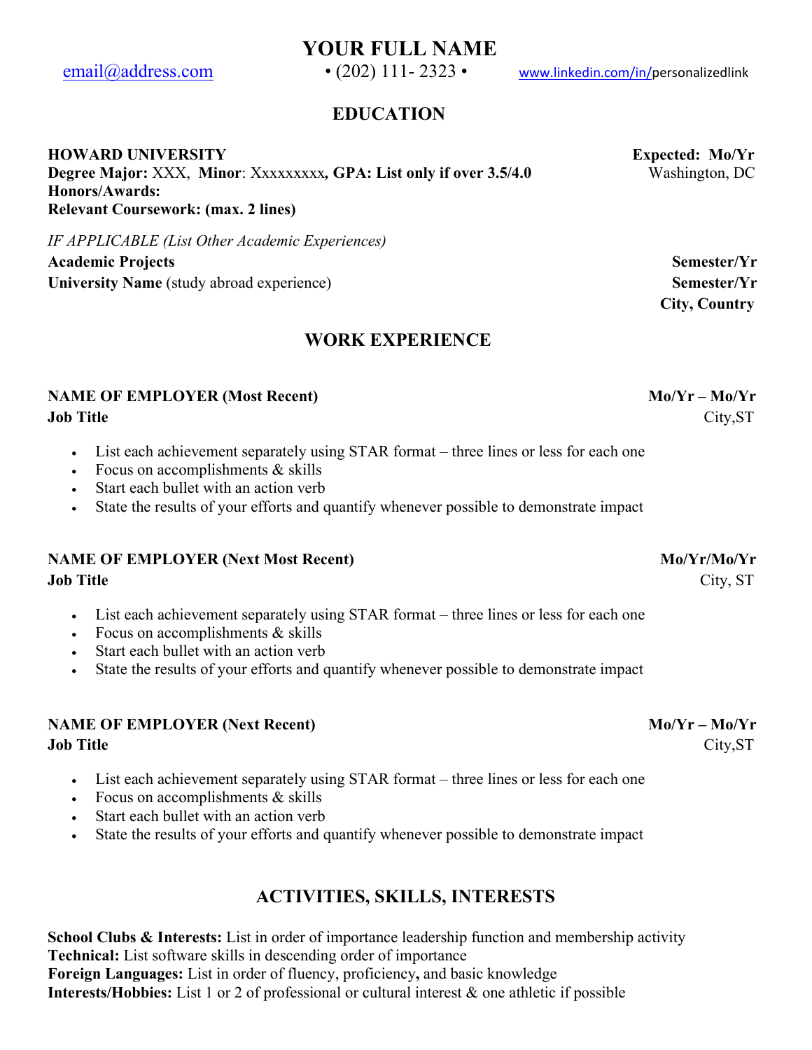# YOUR FULL NAME

email@address.com • (202) 111- 2323 • www.linkedin.com/in/personalizedlink

## EDUCATION

**HOWARD UNIVERSITY** **Expected: Mo/Yr**
**Degree Major:** XXX, **Minor**: Xxxxxxxxx**, GPA: List only if over 3.5/4.0** Washington, DC
**Honors/Awards:**
**Relevant Coursework: (max. 2 lines)**

*IF APPLICABLE (List Other Academic Experiences)*

**Academic Projects** **Semester/Yr**
**University Name** (study abroad experience) **Semester/Yr**
**City, Country**

## WORK EXPERIENCE

**NAME OF EMPLOYER (Most Recent)** **Mo/Yr – Mo/Yr**
**Job Title** City,ST

- List each achievement separately using STAR format – three lines or less for each one
- Focus on accomplishments & skills
- Start each bullet with an action verb
- State the results of your efforts and quantify whenever possible to demonstrate impact

**NAME OF EMPLOYER (Next Most Recent)** **Mo/Yr/Mo/Yr**
**Job Title** City, ST

- List each achievement separately using STAR format – three lines or less for each one
- Focus on accomplishments & skills
- Start each bullet with an action verb
- State the results of your efforts and quantify whenever possible to demonstrate impact

**NAME OF EMPLOYER (Next Recent)** **Mo/Yr – Mo/Yr**
**Job Title** City,ST

- List each achievement separately using STAR format – three lines or less for each one
- Focus on accomplishments & skills
- Start each bullet with an action verb
- State the results of your efforts and quantify whenever possible to demonstrate impact

## ACTIVITIES, SKILLS, INTERESTS

**School Clubs & Interests:** List in order of importance leadership function and membership activity
**Technical:** List software skills in descending order of importance
**Foreign Languages:** List in order of fluency, proficiency**,** and basic knowledge
**Interests/Hobbies:** List 1 or 2 of professional or cultural interest & one athletic if possible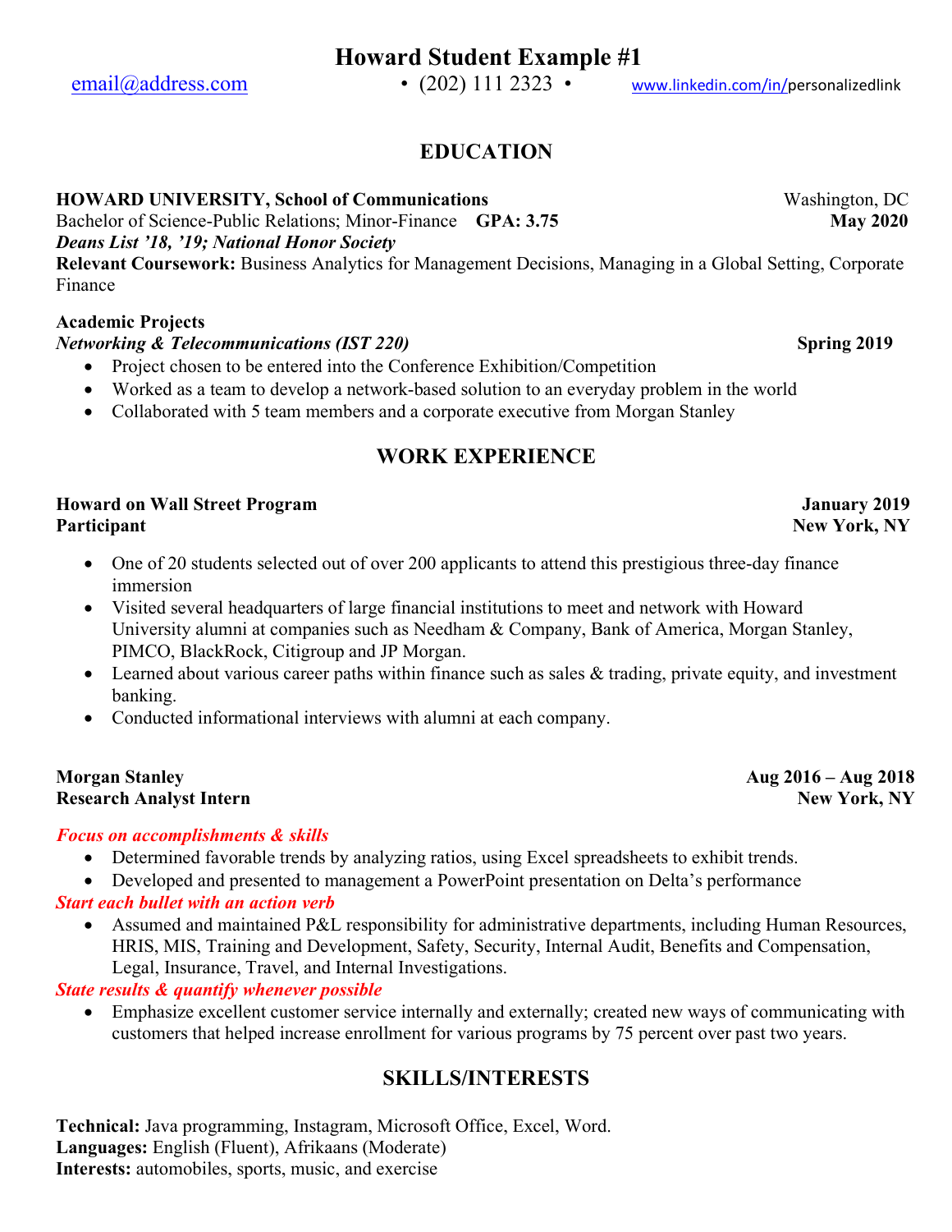# Howard Student Example #1

email@address.com • (202) 111 2323 • www.linkedin.com/in/personalizedlink

## EDUCATION

**HOWARD UNIVERSITY, School of Communications** Washington, DC
Bachelor of Science-Public Relations; Minor-Finance **GPA: 3.75** **May 2020**
***Deans List '18, '19; National Honor Society***
**Relevant Coursework:** Business Analytics for Management Decisions, Managing in a Global Setting, Corporate Finance

**Academic Projects**
***Networking & Telecommunications (IST 220)*** **Spring 2019**

- Project chosen to be entered into the Conference Exhibition/Competition
- Worked as a team to develop a network-based solution to an everyday problem in the world
- Collaborated with 5 team members and a corporate executive from Morgan Stanley

## WORK EXPERIENCE

**Howard on Wall Street Program** **January 2019**
**Participant** **New York, NY**

- One of 20 students selected out of over 200 applicants to attend this prestigious three-day finance immersion
- Visited several headquarters of large financial institutions to meet and network with Howard University alumni at companies such as Needham & Company, Bank of America, Morgan Stanley, PIMCO, BlackRock, Citigroup and JP Morgan.
- Learned about various career paths within finance such as sales & trading, private equity, and investment banking.
- Conducted informational interviews with alumni at each company.

**Morgan Stanley** **Aug 2016 – Aug 2018**
**Research Analyst Intern** **New York, NY**

***Focus on accomplishments & skills***

- Determined favorable trends by analyzing ratios, using Excel spreadsheets to exhibit trends.
- Developed and presented to management a PowerPoint presentation on Delta's performance

***Start each bullet with an action verb***

- Assumed and maintained P&L responsibility for administrative departments, including Human Resources, HRIS, MIS, Training and Development, Safety, Security, Internal Audit, Benefits and Compensation, Legal, Insurance, Travel, and Internal Investigations.

***State results & quantify whenever possible***

- Emphasize excellent customer service internally and externally; created new ways of communicating with customers that helped increase enrollment for various programs by 75 percent over past two years.

## SKILLS/INTERESTS

**Technical:** Java programming, Instagram, Microsoft Office, Excel, Word.
**Languages:** English (Fluent), Afrikaans (Moderate)
**Interests:** automobiles, sports, music, and exercise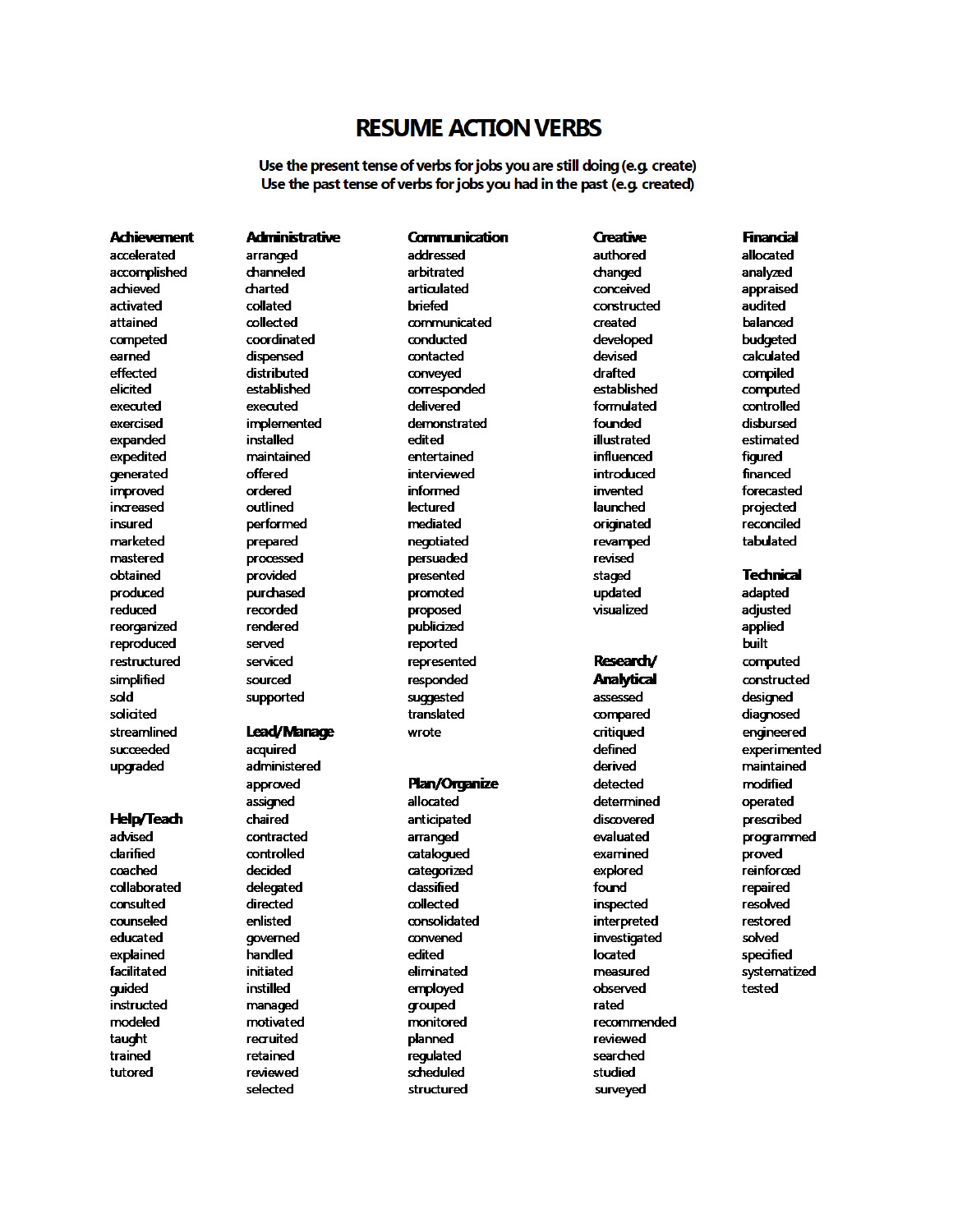# RESUME ACTION VERBS

**Use the present tense of verbs for jobs you are still doing (e.g. create)**
**Use the past tense of verbs for jobs you had in the past (e.g. created)**

### Achievement

accelerated
accomplished
achieved
activated
attained
competed
earned
effected
elicited
executed
exercised
expanded
expedited
generated
improved
increased
insured
marketed
mastered
obtained
produced
reduced
reorganized
reproduced
restructured
simplified
sold
solicited
streamlined
succeeded
upgraded

### Help/Teach

advised
clarified
coached
collaborated
consulted
counseled
educated
explained
facilitated
guided
instructed
modeled
taught
trained
tutored

### Administrative

arranged
channeled
charted
collated
collected
coordinated
dispensed
distributed
established
executed
implemented
installed
maintained
offered
ordered
outlined
performed
prepared
processed
provided
purchased
recorded
rendered
served
serviced
sourced
supported

### Lead/Manage

acquired
administered
approved
assigned
chaired
contracted
controlled
decided
delegated
directed
enlisted
governed
handled
initiated
instilled
managed
motivated
recruited
retained
reviewed
selected

### Communication

addressed
arbitrated
articulated
briefed
communicated
conducted
contacted
conveyed
corresponded
delivered
demonstrated
edited
entertained
interviewed
informed
lectured
mediated
negotiated
persuaded
presented
promoted
proposed
publicized
reported
represented
responded
suggested
translated
wrote

### Plan/Organize

allocated
anticipated
arranged
catalogued
categorized
classified
collected
consolidated
convened
edited
eliminated
employed
grouped
monitored
planned
regulated
scheduled
structured

### Creative

authored
changed
conceived
constructed
created
developed
devised
drafted
established
formulated
founded
illustrated
influenced
introduced
invented
launched
originated
revamped
revised
staged
updated
visualized

### Research/ Analytical

assessed
compared
critiqued
defined
derived
detected
determined
discovered
evaluated
examined
explored
found
inspected
interpreted
investigated
located
measured
observed
rated
recommended
reviewed
searched
studied
surveyed

### Financial

allocated
analyzed
appraised
audited
balanced
budgeted
calculated
compiled
computed
controlled
disbursed
estimated
figured
financed
forecasted
projected
reconciled
tabulated

### Technical

adapted
adjusted
applied
built
computed
constructed
designed
diagnosed
engineered
experimented
maintained
modified
operated
prescribed
programmed
proved
reinforced
repaired
resolved
restored
solved
specified
systematized
tested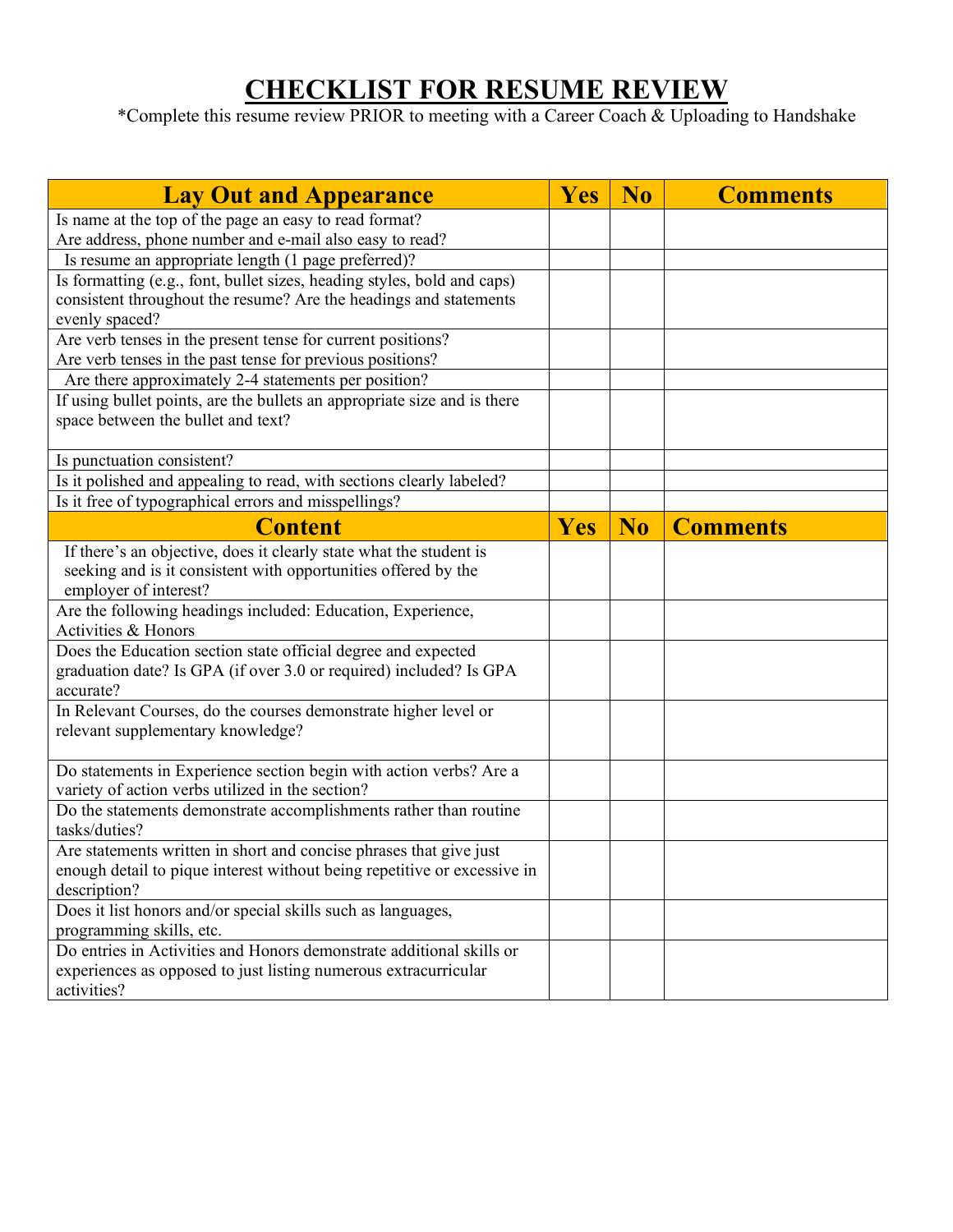# CHECKLIST FOR RESUME REVIEW

*Complete this resume review PRIOR to meeting with a Career Coach & Uploading to Handshake

| Lay Out and Appearance | Yes | No | Comments |
|---|---|---|---|
| Is name at the top of the page an easy to read format? Are address, phone number and e-mail also easy to read? | | | |
| Is resume an appropriate length (1 page preferred)? | | | |
| Is formatting (e.g., font, bullet sizes, heading styles, bold and caps) consistent throughout the resume? Are the headings and statements evenly spaced? | | | |
| Are verb tenses in the present tense for current positions? Are verb tenses in the past tense for previous positions? | | | |
| Are there approximately 2-4 statements per position? | | | |
| If using bullet points, are the bullets an appropriate size and is there space between the bullet and text? | | | |
| Is punctuation consistent? | | | |
| Is it polished and appealing to read, with sections clearly labeled? | | | |
| Is it free of typographical errors and misspellings? | | | |
| **Content** | **Yes** | **No** | **Comments** |
| If there's an objective, does it clearly state what the student is seeking and is it consistent with opportunities offered by the employer of interest? | | | |
| Are the following headings included: Education, Experience, Activities & Honors | | | |
| Does the Education section state official degree and expected graduation date? Is GPA (if over 3.0 or required) included? Is GPA accurate? | | | |
| In Relevant Courses, do the courses demonstrate higher level or relevant supplementary knowledge? | | | |
| Do statements in Experience section begin with action verbs? Are a variety of action verbs utilized in the section? | | | |
| Do the statements demonstrate accomplishments rather than routine tasks/duties? | | | |
| Are statements written in short and concise phrases that give just enough detail to pique interest without being repetitive or excessive in description? | | | |
| Does it list honors and/or special skills such as languages, programming skills, etc. | | | |
| Do entries in Activities and Honors demonstrate additional skills or experiences as opposed to just listing numerous extracurricular activities? | | | |